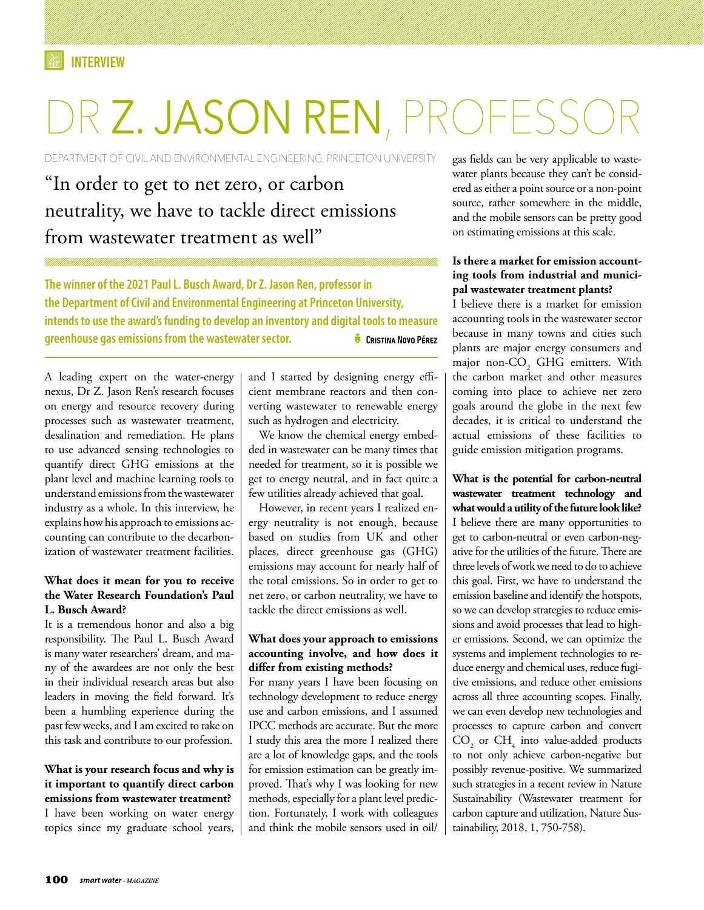INTERVIEW

# DR Z. JASON REN, PROFESSOR

DEPARTMENT OF CIVIL AND ENVIRONMENTAL ENGINEERING. PRINCETON UNIVERSITY

## "In order to get to net zero, or carbon neutrality, we have to tackle direct emissions from wastewater treatment as well"

**The winner of the 2021 Paul L. Busch Award, Dr Z. Jason Ren, professor in the Department of Civil and Environmental Engineering at Princeton University, intends to use the award's funding to develop an inventory and digital tools to measure greenhouse gas emissions from the wastewater sector.**

Cristina Novo Pérez

A leading expert on the water-energy nexus, Dr Z. Jason Ren's research focuses on energy and resource recovery during processes such as wastewater treatment, desalination and remediation. He plans to use advanced sensing technologies to quantify direct GHG emissions at the plant level and machine learning tools to understand emissions from the wastewater industry as a whole. In this interview, he explains how his approach to emissions accounting can contribute to the decarbonization of wastewater treatment facilities.

**What does it mean for you to receive the Water Research Foundation's Paul L. Busch Award?**

It is a tremendous honor and also a big responsibility. The Paul L. Busch Award is many water researchers' dream, and many of the awardees are not only the best in their individual research areas but also leaders in moving the field forward. It's been a humbling experience during the past few weeks, and I am excited to take on this task and contribute to our profession.

**What is your research focus and why is it important to quantify direct carbon emissions from wastewater treatment?**

I have been working on water energy topics since my graduate school years, and I started by designing energy efficient membrane reactors and then converting wastewater to renewable energy such as hydrogen and electricity.

We know the chemical energy embedded in wastewater can be many times that needed for treatment, so it is possible we get to energy neutral, and in fact quite a few utilities already achieved that goal.

However, in recent years I realized energy neutrality is not enough, because based on studies from UK and other places, direct greenhouse gas (GHG) emissions may account for nearly half of the total emissions. So in order to get to net zero, or carbon neutrality, we have to tackle the direct emissions as well.

**What does your approach to emissions accounting involve, and how does it differ from existing methods?**

For many years I have been focusing on technology development to reduce energy use and carbon emissions, and I assumed IPCC methods are accurate. But the more I study this area the more I realized there are a lot of knowledge gaps, and the tools for emission estimation can be greatly improved. That's why I was looking for new methods, especially for a plant level prediction. Fortunately, I work with colleagues and think the mobile sensors used in oil/gas fields can be very applicable to wastewater plants because they can't be considered as either a point source or a non-point source, rather somewhere in the middle, and the mobile sensors can be pretty good on estimating emissions at this scale.

**Is there a market for emission accounting tools from industrial and municipal wastewater treatment plants?**

I believe there is a market for emission accounting tools in the wastewater sector because in many towns and cities such plants are major energy consumers and major non-$CO_2$ GHG emitters. With the carbon market and other measures coming into place to achieve net zero goals around the globe in the next few decades, it is critical to understand the actual emissions of these facilities to guide emission mitigation programs.

**What is the potential for carbon-neutral wastewater treatment technology and what would a utility of the future look like?**

I believe there are many opportunities to get to carbon-neutral or even carbon-negative for the utilities of the future. There are three levels of work we need to do to achieve this goal. First, we have to understand the emission baseline and identify the hotspots, so we can develop strategies to reduce emissions and avoid processes that lead to higher emissions. Second, we can optimize the systems and implement technologies to reduce energy and chemical uses, reduce fugitive emissions, and reduce other emissions across all three accounting scopes. Finally, we can even develop new technologies and processes to capture carbon and convert $CO_2$ or $CH_4$ into value-added products to not only achieve carbon-negative but possibly revenue-positive. We summarized such strategies in a recent review in Nature Sustainability (Wastewater treatment for carbon capture and utilization, Nature Sustainability, 2018, 1, 750-758).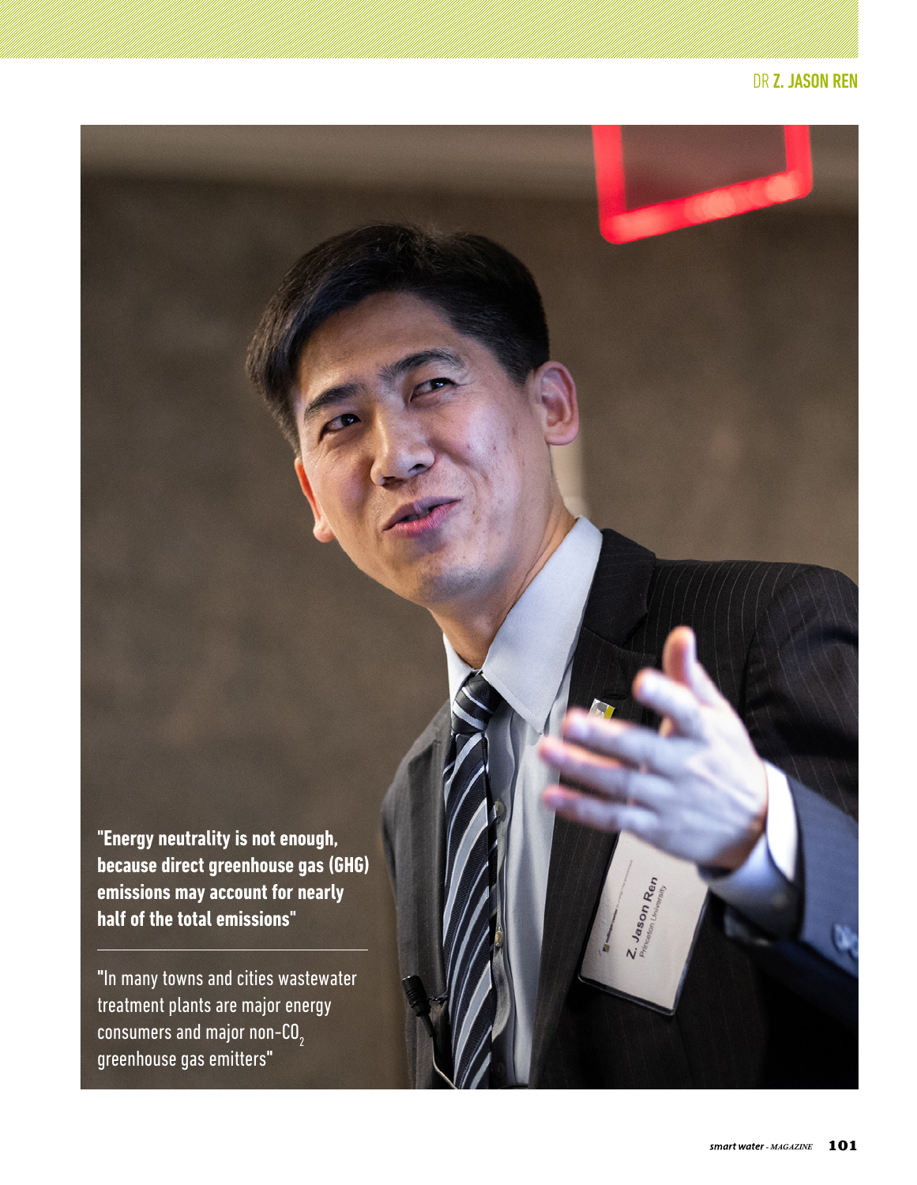**"Energy neutrality is not enough, because direct greenhouse gas (GHG) emissions may account for nearly half of the total emissions"**

---

"In many towns and cities wastewater treatment plants are major energy consumers and major non-$CO_2$ greenhouse gas emitters"